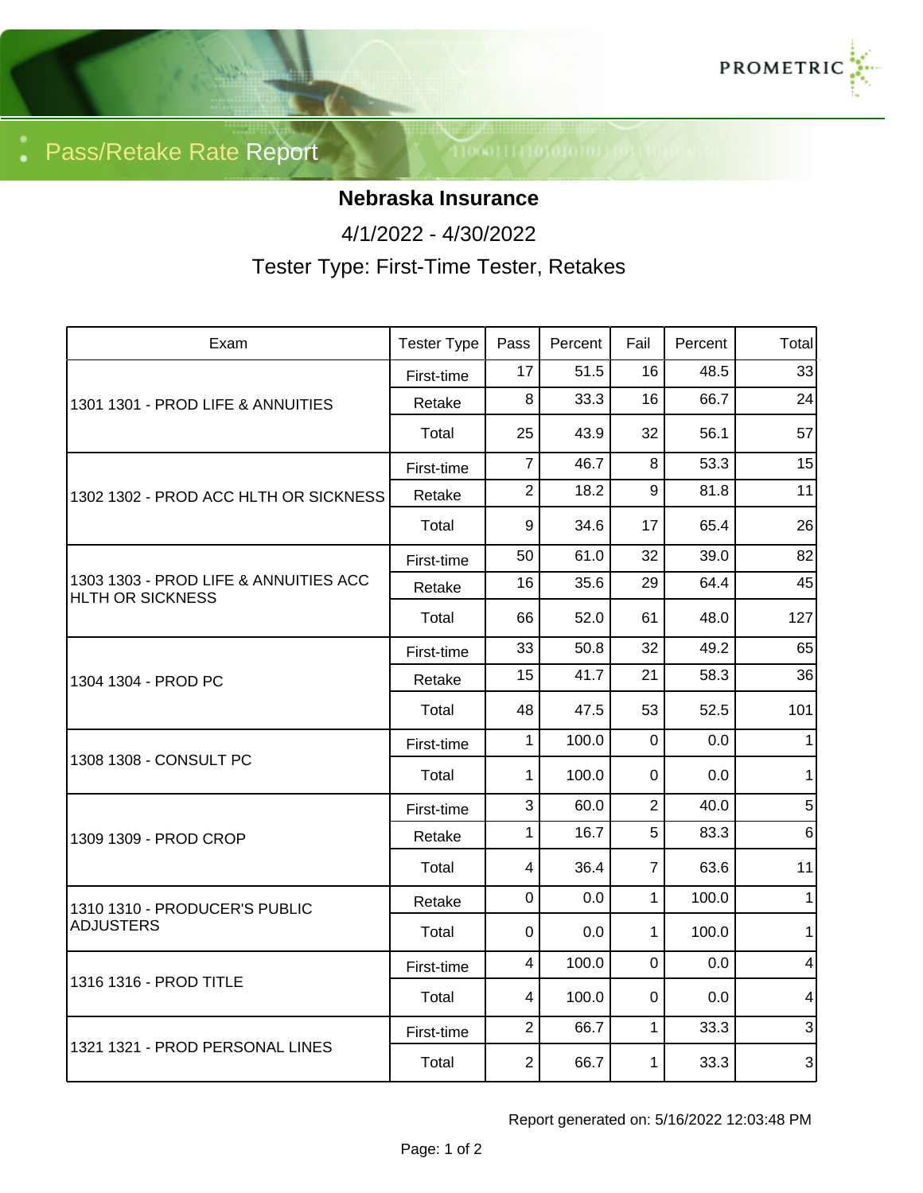# Pass/Retake Rate Report

## Nebraska Insurance

4/1/2022 - 4/30/2022

Tester Type: First-Time Tester, Retakes

| Exam | Tester Type | Pass | Percent | Fail | Percent | Total |
|---|---|---|---|---|---|---|
| 1301 1301 - PROD LIFE & ANNUITIES | First-time | 17 | 51.5 | 16 | 48.5 | 33 |
| | Retake | 8 | 33.3 | 16 | 66.7 | 24 |
| | Total | 25 | 43.9 | 32 | 56.1 | 57 |
| 1302 1302 - PROD ACC HLTH OR SICKNESS | First-time | 7 | 46.7 | 8 | 53.3 | 15 |
| | Retake | 2 | 18.2 | 9 | 81.8 | 11 |
| | Total | 9 | 34.6 | 17 | 65.4 | 26 |
| 1303 1303 - PROD LIFE & ANNUITIES ACC HLTH OR SICKNESS | First-time | 50 | 61.0 | 32 | 39.0 | 82 |
| | Retake | 16 | 35.6 | 29 | 64.4 | 45 |
| | Total | 66 | 52.0 | 61 | 48.0 | 127 |
| 1304 1304 - PROD PC | First-time | 33 | 50.8 | 32 | 49.2 | 65 |
| | Retake | 15 | 41.7 | 21 | 58.3 | 36 |
| | Total | 48 | 47.5 | 53 | 52.5 | 101 |
| 1308 1308 - CONSULT PC | First-time | 1 | 100.0 | 0 | 0.0 | 1 |
| | Total | 1 | 100.0 | 0 | 0.0 | 1 |
| 1309 1309 - PROD CROP | First-time | 3 | 60.0 | 2 | 40.0 | 5 |
| | Retake | 1 | 16.7 | 5 | 83.3 | 6 |
| | Total | 4 | 36.4 | 7 | 63.6 | 11 |
| 1310 1310 - PRODUCER'S PUBLIC ADJUSTERS | Retake | 0 | 0.0 | 1 | 100.0 | 1 |
| | Total | 0 | 0.0 | 1 | 100.0 | 1 |
| 1316 1316 - PROD TITLE | First-time | 4 | 100.0 | 0 | 0.0 | 4 |
| | Total | 4 | 100.0 | 0 | 0.0 | 4 |
| 1321 1321 - PROD PERSONAL LINES | First-time | 2 | 66.7 | 1 | 33.3 | 3 |
| | Total | 2 | 66.7 | 1 | 33.3 | 3 |

Report generated on: 5/16/2022 12:03:48 PM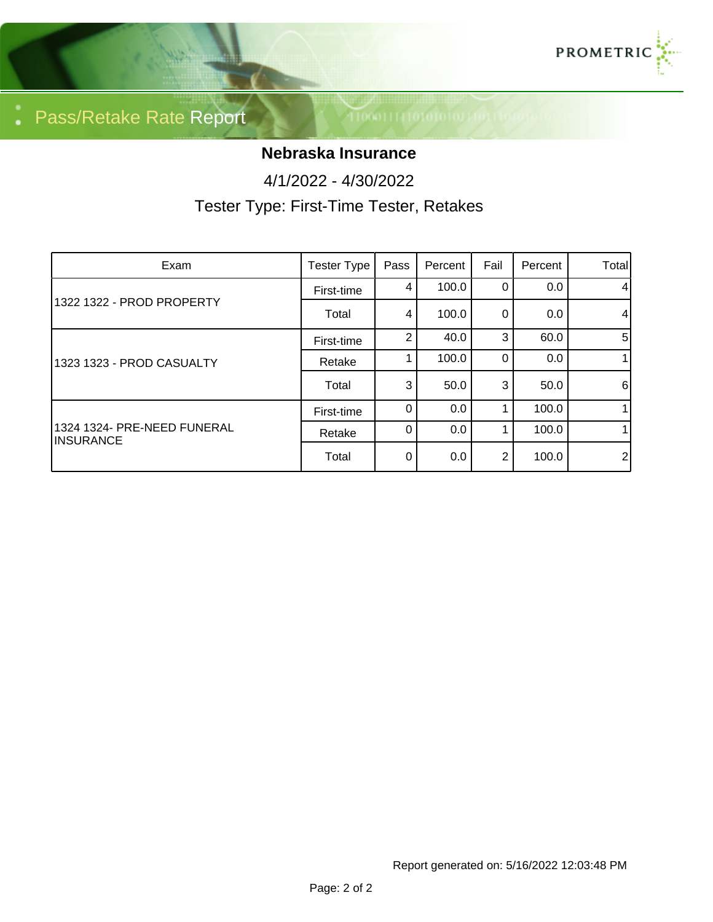# Pass/Retake Rate Report

**Nebraska Insurance**

4/1/2022 - 4/30/2022

Tester Type: First-Time Tester, Retakes

| Exam | Tester Type | Pass | Percent | Fail | Percent | Total |
|---|---|---|---|---|---|---|
| 1322 1322 - PROD PROPERTY | First-time | 4 | 100.0 | 0 | 0.0 | 4 |
| | Total | 4 | 100.0 | 0 | 0.0 | 4 |
| 1323 1323 - PROD CASUALTY | First-time | 2 | 40.0 | 3 | 60.0 | 5 |
| | Retake | 1 | 100.0 | 0 | 0.0 | 1 |
| | Total | 3 | 50.0 | 3 | 50.0 | 6 |
| 1324 1324- PRE-NEED FUNERAL INSURANCE | First-time | 0 | 0.0 | 1 | 100.0 | 1 |
| | Retake | 0 | 0.0 | 1 | 100.0 | 1 |
| | Total | 0 | 0.0 | 2 | 100.0 | 2 |

Report generated on: 5/16/2022 12:03:48 PM